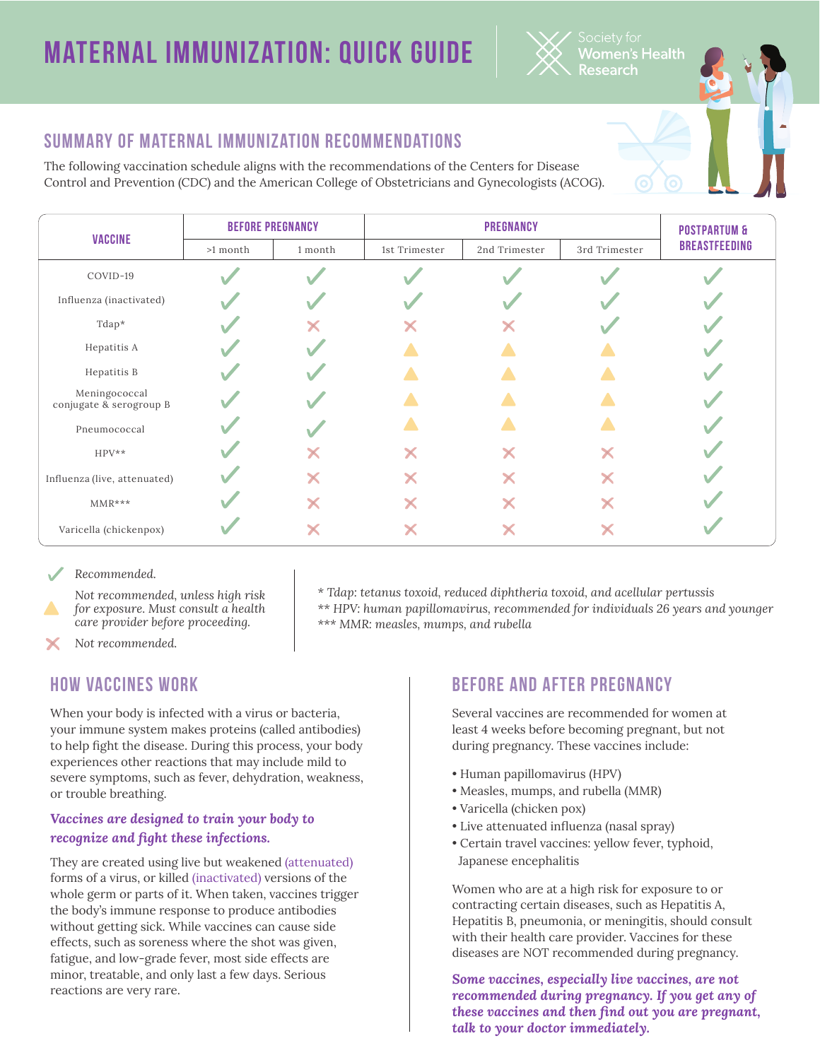# MATERNAL IMMUNIZATION: QUICK GUIDE

Society for Women's Health Research

## SUMMARY OF MATERNAL IMMUNIZATION RECOMMENDATIONS

The following vaccination schedule aligns with the recommendations of the Centers for Disease Control and Prevention (CDC) and the American College of Obstetricians and Gynecologists (ACOG).

| VACCINE | BEFORE PREGNANCY | | PREGNANCY | | | POSTPARTUM & BREASTFEEDING |
|---|---|---|---|---|---|---|
| | >1 month | 1 month | 1st Trimester | 2nd Trimester | 3rd Trimester | |
| COVID-19 | ✓ | ✓ | ✓ | ✓ | ✓ | ✓ |
| Influenza (inactivated) | ✓ | ✓ | ✓ | ✓ | ✓ | ✓ |
| Tdap* | ✓ | ✗ | ✗ | ✗ | ✓ | ✓ |
| Hepatitis A | ✓ | ✓ | ▲ | ▲ | ▲ | ✓ |
| Hepatitis B | ✓ | ✓ | ▲ | ▲ | ▲ | ✓ |
| Meningococcal conjugate & serogroup B | ✓ | ✓ | ▲ | ▲ | ▲ | ✓ |
| Pneumococcal | ✓ | ✓ | ▲ | ▲ | ▲ | ✓ |
| HPV** | ✓ | ✗ | ✗ | ✗ | ✗ | ✓ |
| Influenza (live, attenuated) | ✓ | ✗ | ✗ | ✗ | ✗ | ✓ |
| MMR*** | ✓ | ✗ | ✗ | ✗ | ✗ | ✓ |
| Varicella (chickenpox) | ✓ | ✗ | ✗ | ✗ | ✗ | ✓ |

✓ *Recommended.*

▲ *Not recommended, unless high risk for exposure. Must consult a health care provider before proceeding.*

✗ *Not recommended.*

*\* Tdap: tetanus toxoid, reduced diphtheria toxoid, and acellular pertussis*
*\*\* HPV: human papillomavirus, recommended for individuals 26 years and younger*
*\*\*\* MMR: measles, mumps, and rubella*

## HOW VACCINES WORK

When your body is infected with a virus or bacteria, your immune system makes proteins (called antibodies) to help fight the disease. During this process, your body experiences other reactions that may include mild to severe symptoms, such as fever, dehydration, weakness, or trouble breathing.

***Vaccines are designed to train your body to recognize and fight these infections.***

They are created using live but weakened (attenuated) forms of a virus, or killed (inactivated) versions of the whole germ or parts of it. When taken, vaccines trigger the body's immune response to produce antibodies without getting sick. While vaccines can cause side effects, such as soreness where the shot was given, fatigue, and low-grade fever, most side effects are minor, treatable, and only last a few days. Serious reactions are very rare.

## BEFORE AND AFTER PREGNANCY

Several vaccines are recommended for women at least 4 weeks before becoming pregnant, but not during pregnancy. These vaccines include:

- Human papillomavirus (HPV)
- Measles, mumps, and rubella (MMR)
- Varicella (chicken pox)
- Live attenuated influenza (nasal spray)
- Certain travel vaccines: yellow fever, typhoid, Japanese encephalitis

Women who are at a high risk for exposure to or contracting certain diseases, such as Hepatitis A, Hepatitis B, pneumonia, or meningitis, should consult with their health care provider. Vaccines for these diseases are NOT recommended during pregnancy.

***Some vaccines, especially live vaccines, are not recommended during pregnancy. If you get any of these vaccines and then find out you are pregnant, talk to your doctor immediately.***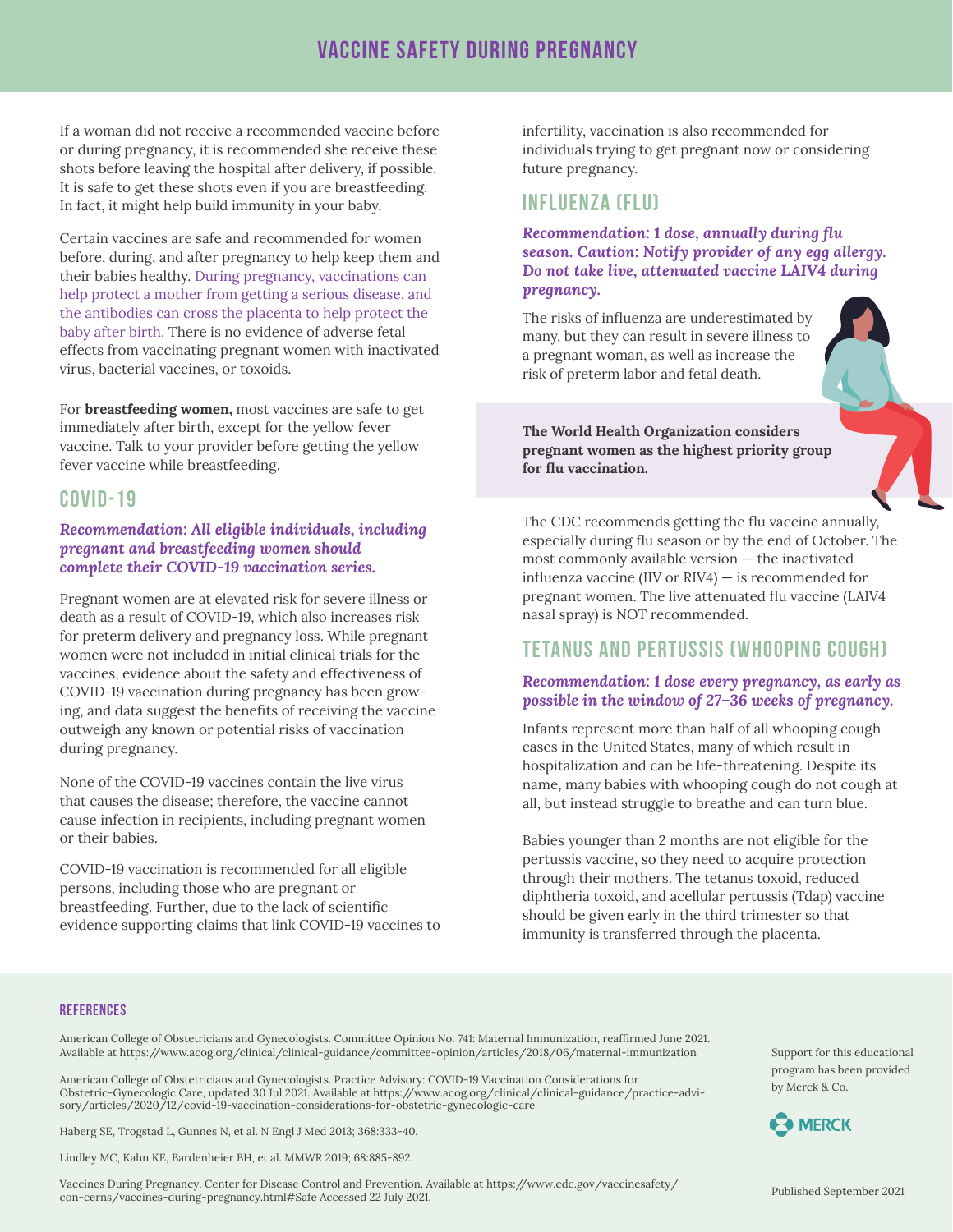# VACCINE SAFETY DURING PREGNANCY

If a woman did not receive a recommended vaccine before or during pregnancy, it is recommended she receive these shots before leaving the hospital after delivery, if possible. It is safe to get these shots even if you are breastfeeding. In fact, it might help build immunity in your baby.

Certain vaccines are safe and recommended for women before, during, and after pregnancy to help keep them and their babies healthy. During pregnancy, vaccinations can help protect a mother from getting a serious disease, and the antibodies can cross the placenta to help protect the baby after birth. There is no evidence of adverse fetal effects from vaccinating pregnant women with inactivated virus, bacterial vaccines, or toxoids.

For **breastfeeding women,** most vaccines are safe to get immediately after birth, except for the yellow fever vaccine. Talk to your provider before getting the yellow fever vaccine while breastfeeding.

## COVID-19

***Recommendation: All eligible individuals, including pregnant and breastfeeding women should complete their COVID-19 vaccination series.***

Pregnant women are at elevated risk for severe illness or death as a result of COVID-19, which also increases risk for preterm delivery and pregnancy loss. While pregnant women were not included in initial clinical trials for the vaccines, evidence about the safety and effectiveness of COVID-19 vaccination during pregnancy has been growing, and data suggest the benefits of receiving the vaccine outweigh any known or potential risks of vaccination during pregnancy.

None of the COVID-19 vaccines contain the live virus that causes the disease; therefore, the vaccine cannot cause infection in recipients, including pregnant women or their babies.

COVID-19 vaccination is recommended for all eligible persons, including those who are pregnant or breastfeeding. Further, due to the lack of scientific evidence supporting claims that link COVID-19 vaccines to infertility, vaccination is also recommended for individuals trying to get pregnant now or considering future pregnancy.

## INFLUENZA (FLU)

***Recommendation: 1 dose, annually during flu season. Caution: Notify provider of any egg allergy. Do not take live, attenuated vaccine LAIV4 during pregnancy.***

The risks of influenza are underestimated by many, but they can result in severe illness to a pregnant woman, as well as increase the risk of preterm labor and fetal death.

**The World Health Organization considers pregnant women as the highest priority group for flu vaccination.**

The CDC recommends getting the flu vaccine annually, especially during flu season or by the end of October. The most commonly available version — the inactivated influenza vaccine (IIV or RIV4) — is recommended for pregnant women. The live attenuated flu vaccine (LAIV4 nasal spray) is NOT recommended.

## TETANUS AND PERTUSSIS (WHOOPING COUGH)

***Recommendation: 1 dose every pregnancy, as early as possible in the window of 27–36 weeks of pregnancy.***

Infants represent more than half of all whooping cough cases in the United States, many of which result in hospitalization and can be life-threatening. Despite its name, many babies with whooping cough do not cough at all, but instead struggle to breathe and can turn blue.

Babies younger than 2 months are not eligible for the pertussis vaccine, so they need to acquire protection through their mothers. The tetanus toxoid, reduced diphtheria toxoid, and acellular pertussis (Tdap) vaccine should be given early in the third trimester so that immunity is transferred through the placenta.

### REFERENCES

American College of Obstetricians and Gynecologists. Committee Opinion No. 741: Maternal Immunization, reaffirmed June 2021. Available at https://www.acog.org/clinical/clinical-guidance/committee-opinion/articles/2018/06/maternal-immunization

American College of Obstetricians and Gynecologists. Practice Advisory: COVID-19 Vaccination Considerations for Obstetric-Gynecologic Care, updated 30 Jul 2021. Available at https://www.acog.org/clinical/clinical-guidance/practice-advisory/articles/2020/12/covid-19-vaccination-considerations-for-obstetric-gynecologic-care

Haberg SE, Trogstad L, Gunnes N, et al. N Engl J Med 2013; 368:333-40.

Lindley MC, Kahn KE, Bardenheier BH, et al. MMWR 2019; 68:885-892.

Vaccines During Pregnancy. Center for Disease Control and Prevention. Available at https://www.cdc.gov/vaccinesafety/con-cerns/vaccines-during-pregnancy.html#Safe Accessed 22 July 2021.

Support for this educational program has been provided by Merck & Co.

MERCK

Published September 2021